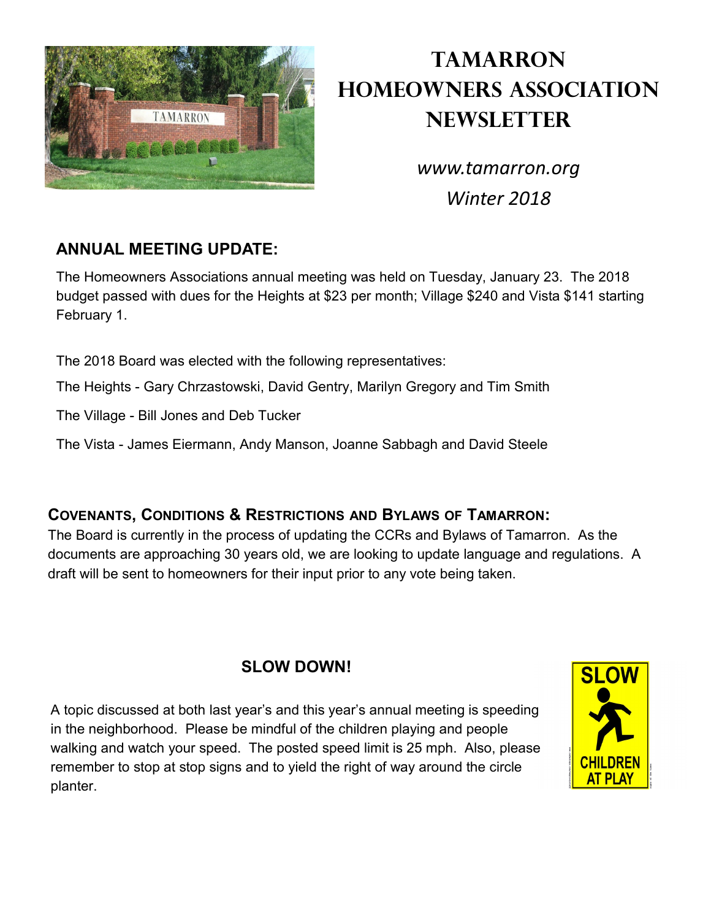# Tamarron Homeowners Association Newsletter

*www.tamarron.org*

*Winter 2018*

## ANNUAL MEETING UPDATE:

The Homeowners Associations annual meeting was held on Tuesday, January 23. The 2018 budget passed with dues for the Heights at $23 per month; Village $240 and Vista $141 starting February 1.

The 2018 Board was elected with the following representatives:

The Heights - Gary Chrzastowski, David Gentry, Marilyn Gregory and Tim Smith

The Village - Bill Jones and Deb Tucker

The Vista - James Eiermann, Andy Manson, Joanne Sabbagh and David Steele

## Covenants, Conditions & Restrictions and Bylaws of Tamarron:

The Board is currently in the process of updating the CCRs and Bylaws of Tamarron. As the documents are approaching 30 years old, we are looking to update language and regulations. A draft will be sent to homeowners for their input prior to any vote being taken.

## SLOW DOWN!

A topic discussed at both last year's and this year's annual meeting is speeding in the neighborhood. Please be mindful of the children playing and people walking and watch your speed. The posted speed limit is 25 mph. Also, please remember to stop at stop signs and to yield the right of way around the circle planter.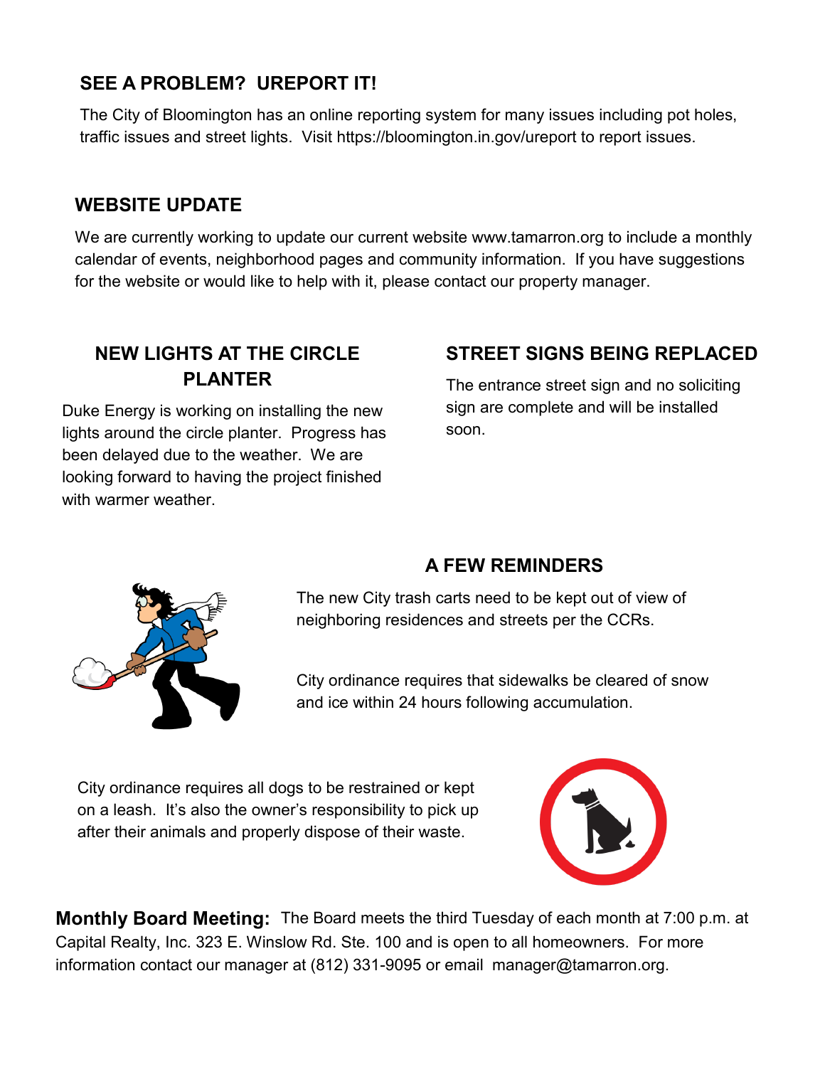## SEE A PROBLEM? UREPORT IT!

The City of Bloomington has an online reporting system for many issues including pot holes, traffic issues and street lights. Visit https://bloomington.in.gov/ureport to report issues.

## WEBSITE UPDATE

We are currently working to update our current website www.tamarron.org to include a monthly calendar of events, neighborhood pages and community information. If you have suggestions for the website or would like to help with it, please contact our property manager.

## NEW LIGHTS AT THE CIRCLE PLANTER

Duke Energy is working on installing the new lights around the circle planter. Progress has been delayed due to the weather. We are looking forward to having the project finished with warmer weather.

## STREET SIGNS BEING REPLACED

The entrance street sign and no soliciting sign are complete and will be installed soon.

## A FEW REMINDERS

The new City trash carts need to be kept out of view of neighboring residences and streets per the CCRs.

City ordinance requires that sidewalks be cleared of snow and ice within 24 hours following accumulation.

City ordinance requires all dogs to be restrained or kept on a leash. It's also the owner's responsibility to pick up after their animals and properly dispose of their waste.

**Monthly Board Meeting:** The Board meets the third Tuesday of each month at 7:00 p.m. at Capital Realty, Inc. 323 E. Winslow Rd. Ste. 100 and is open to all homeowners. For more information contact our manager at (812) 331-9095 or email manager@tamarron.org.